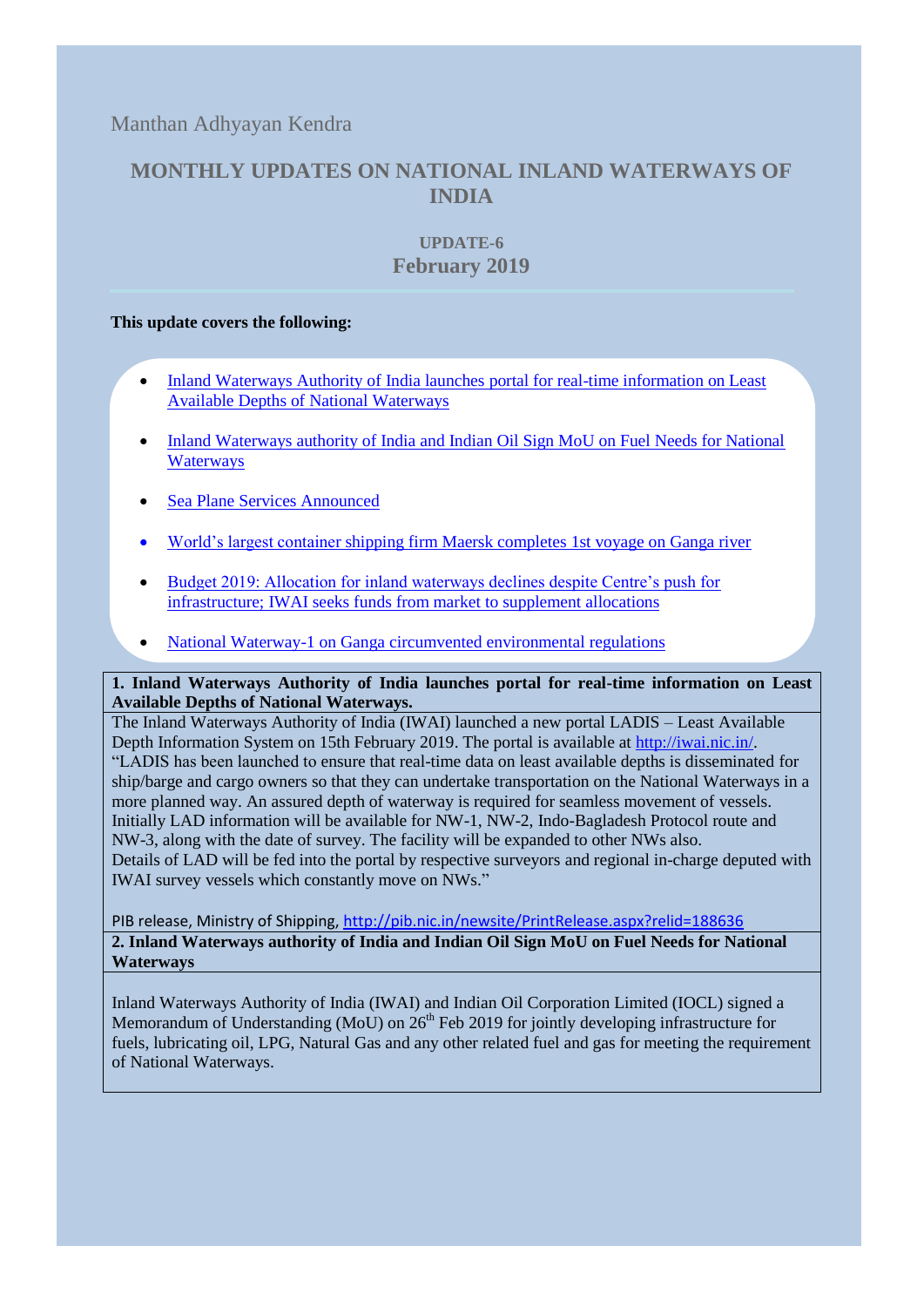Manthan Adhyayan Kendra

# MONTHLY UPDATES ON NATIONAL INLAND WATERWAYS OF INDIA

## UPDATE-6
## February 2019

**This update covers the following:**

- Inland Waterways Authority of India launches portal for real-time information on Least Available Depths of National Waterways
- Inland Waterways authority of India and Indian Oil Sign MoU on Fuel Needs for National Waterways
- Sea Plane Services Announced
- World's largest container shipping firm Maersk completes 1st voyage on Ganga river
- Budget 2019: Allocation for inland waterways declines despite Centre's push for infrastructure; IWAI seeks funds from market to supplement allocations
- National Waterway-1 on Ganga circumvented environmental regulations

### 1. Inland Waterways Authority of India launches portal for real-time information on Least Available Depths of National Waterways.

The Inland Waterways Authority of India (IWAI) launched a new portal LADIS – Least Available Depth Information System on 15th February 2019. The portal is available at http://iwai.nic.in/.

"LADIS has been launched to ensure that real-time data on least available depths is disseminated for ship/barge and cargo owners so that they can undertake transportation on the National Waterways in a more planned way. An assured depth of waterway is required for seamless movement of vessels. Initially LAD information will be available for NW-1, NW-2, Indo-Bagladesh Protocol route and NW-3, along with the date of survey. The facility will be expanded to other NWs also.

Details of LAD will be fed into the portal by respective surveyors and regional in-charge deputed with IWAI survey vessels which constantly move on NWs."

PIB release, Ministry of Shipping, http://pib.nic.in/newsite/PrintRelease.aspx?relid=188636

### 2. Inland Waterways authority of India and Indian Oil Sign MoU on Fuel Needs for National Waterways

Inland Waterways Authority of India (IWAI) and Indian Oil Corporation Limited (IOCL) signed a Memorandum of Understanding (MoU) on 26th Feb 2019 for jointly developing infrastructure for fuels, lubricating oil, LPG, Natural Gas and any other related fuel and gas for meeting the requirement of National Waterways.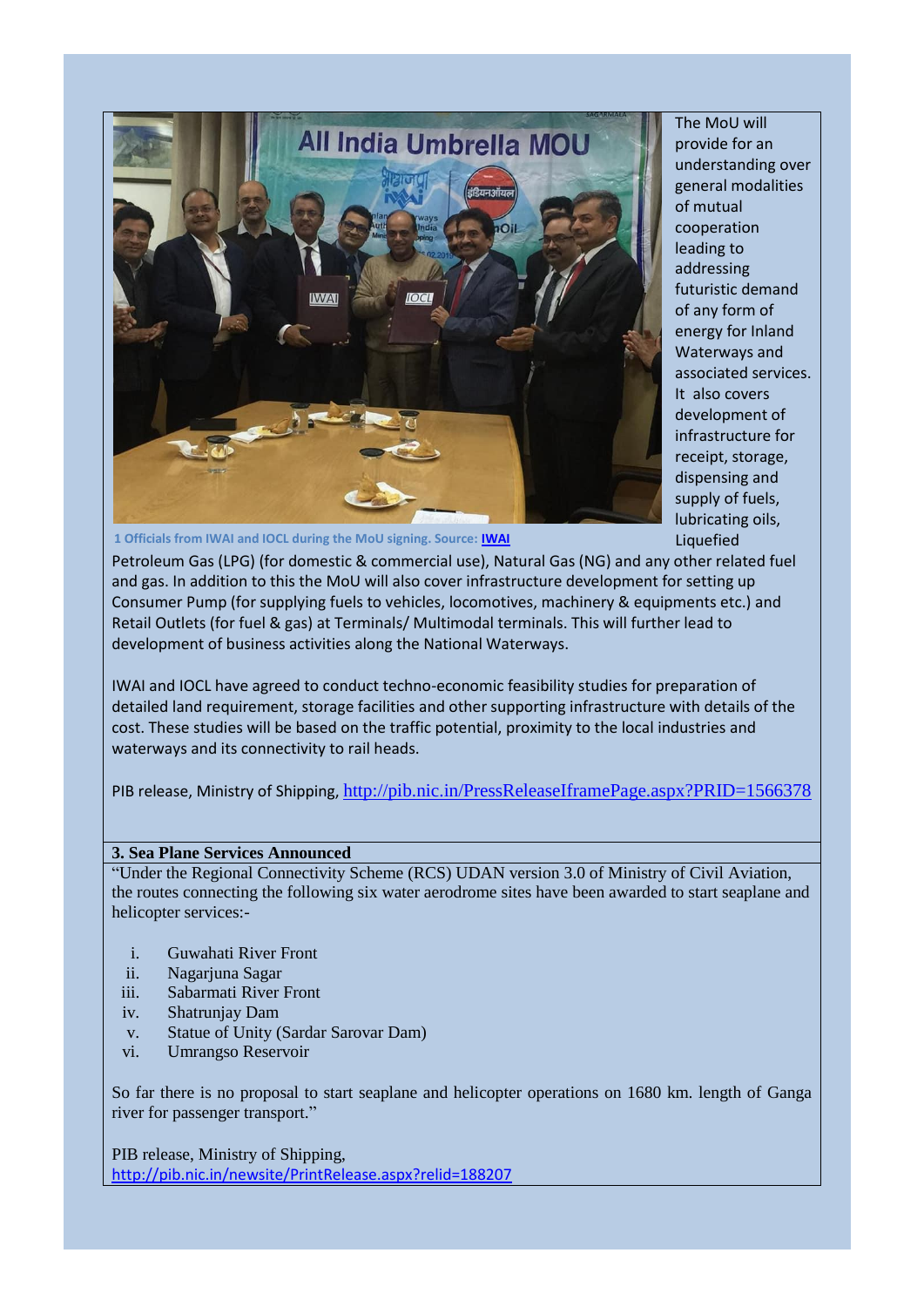1 Officials from IWAI and IOCL during the MoU signing. Source: IWAI

The MoU will provide for an understanding over general modalities of mutual cooperation leading to addressing futuristic demand of any form of energy for Inland Waterways and associated services. It also covers development of infrastructure for receipt, storage, dispensing and supply of fuels, lubricating oils, Liquefied Petroleum Gas (LPG) (for domestic & commercial use), Natural Gas (NG) and any other related fuel and gas. In addition to this the MoU will also cover infrastructure development for setting up Consumer Pump (for supplying fuels to vehicles, locomotives, machinery & equipments etc.) and Retail Outlets (for fuel & gas) at Terminals/ Multimodal terminals. This will further lead to development of business activities along the National Waterways.

IWAI and IOCL have agreed to conduct techno-economic feasibility studies for preparation of detailed land requirement, storage facilities and other supporting infrastructure with details of the cost. These studies will be based on the traffic potential, proximity to the local industries and waterways and its connectivity to rail heads.

PIB release, Ministry of Shipping, http://pib.nic.in/PressReleaseIframePage.aspx?PRID=1566378

## 3. Sea Plane Services Announced

"Under the Regional Connectivity Scheme (RCS) UDAN version 3.0 of Ministry of Civil Aviation, the routes connecting the following six water aerodrome sites have been awarded to start seaplane and helicopter services:-

i. Guwahati River Front
ii. Nagarjuna Sagar
iii. Sabarmati River Front
iv. Shatrunjay Dam
v. Statue of Unity (Sardar Sarovar Dam)
vi. Umrangso Reservoir

So far there is no proposal to start seaplane and helicopter operations on 1680 km. length of Ganga river for passenger transport."

PIB release, Ministry of Shipping, http://pib.nic.in/newsite/PrintRelease.aspx?relid=188207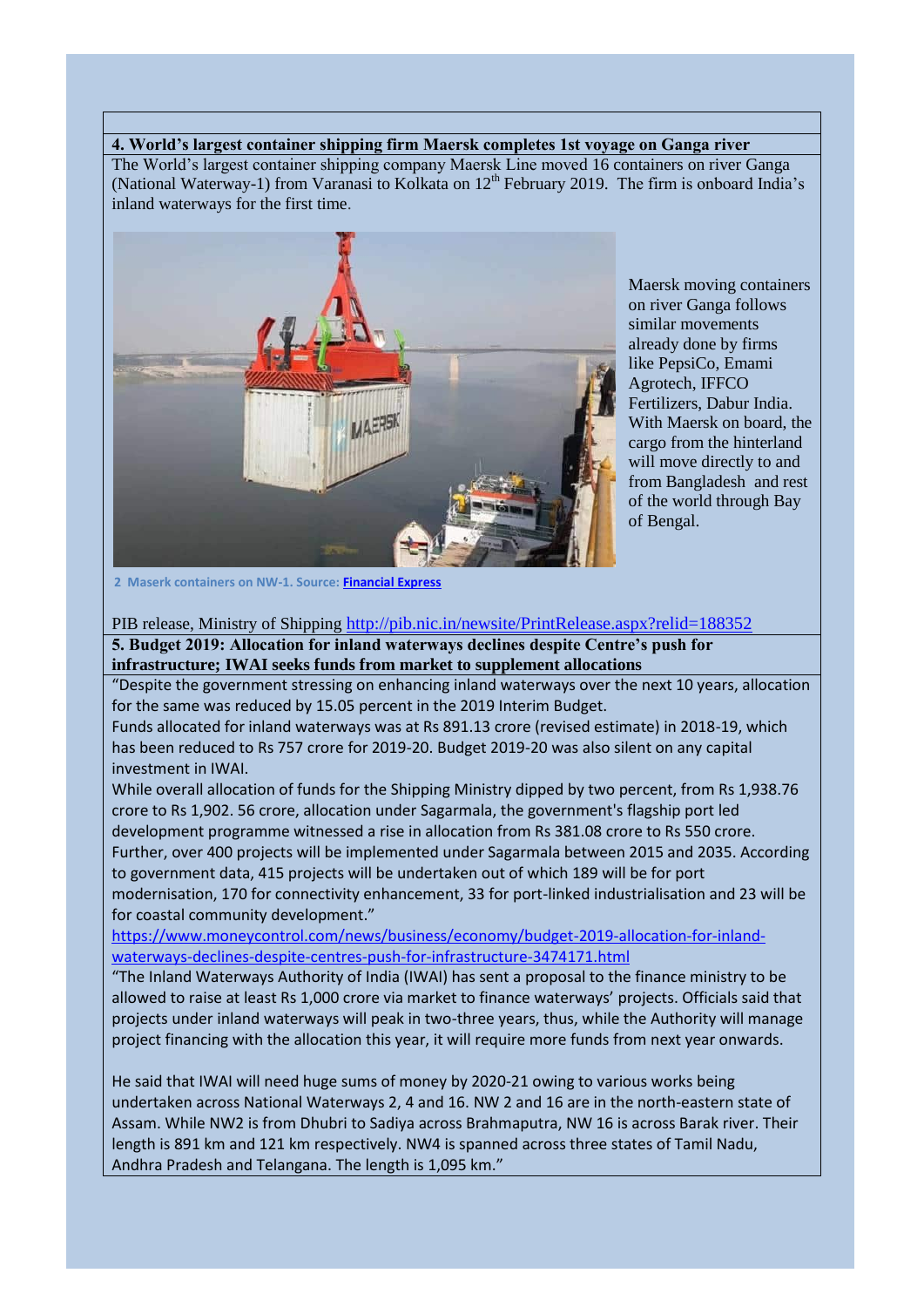### 4. World's largest container shipping firm Maersk completes 1st voyage on Ganga river

The World's largest container shipping company Maersk Line moved 16 containers on river Ganga (National Waterway-1) from Varanasi to Kolkata on 12th February 2019. The firm is onboard India's inland waterways for the first time.

Maersk moving containers on river Ganga follows similar movements already done by firms like PepsiCo, Emami Agrotech, IFFCO Fertilizers, Dabur India. With Maersk on board, the cargo from the hinterland will move directly to and from Bangladesh and rest of the world through Bay of Bengal.

2 Maserk containers on NW-1. Source: [Financial Express]

PIB release, Ministry of Shipping http://pib.nic.in/newsite/PrintRelease.aspx?relid=188352

### 5. Budget 2019: Allocation for inland waterways declines despite Centre's push for infrastructure; IWAI seeks funds from market to supplement allocations

"Despite the government stressing on enhancing inland waterways over the next 10 years, allocation for the same was reduced by 15.05 percent in the 2019 Interim Budget.

Funds allocated for inland waterways was at Rs 891.13 crore (revised estimate) in 2018-19, which has been reduced to Rs 757 crore for 2019-20. Budget 2019-20 was also silent on any capital investment in IWAI.

While overall allocation of funds for the Shipping Ministry dipped by two percent, from Rs 1,938.76 crore to Rs 1,902. 56 crore, allocation under Sagarmala, the government's flagship port led development programme witnessed a rise in allocation from Rs 381.08 crore to Rs 550 crore.

Further, over 400 projects will be implemented under Sagarmala between 2015 and 2035. According to government data, 415 projects will be undertaken out of which 189 will be for port modernisation, 170 for connectivity enhancement, 33 for port-linked industrialisation and 23 will be for coastal community development."

https://www.moneycontrol.com/news/business/economy/budget-2019-allocation-for-inland-waterways-declines-despite-centres-push-for-infrastructure-3474171.html

"The Inland Waterways Authority of India (IWAI) has sent a proposal to the finance ministry to be allowed to raise at least Rs 1,000 crore via market to finance waterways' projects. Officials said that projects under inland waterways will peak in two-three years, thus, while the Authority will manage project financing with the allocation this year, it will require more funds from next year onwards.

He said that IWAI will need huge sums of money by 2020-21 owing to various works being undertaken across National Waterways 2, 4 and 16. NW 2 and 16 are in the north-eastern state of Assam. While NW2 is from Dhubri to Sadiya across Brahmaputra, NW 16 is across Barak river. Their length is 891 km and 121 km respectively. NW4 is spanned across three states of Tamil Nadu, Andhra Pradesh and Telangana. The length is 1,095 km."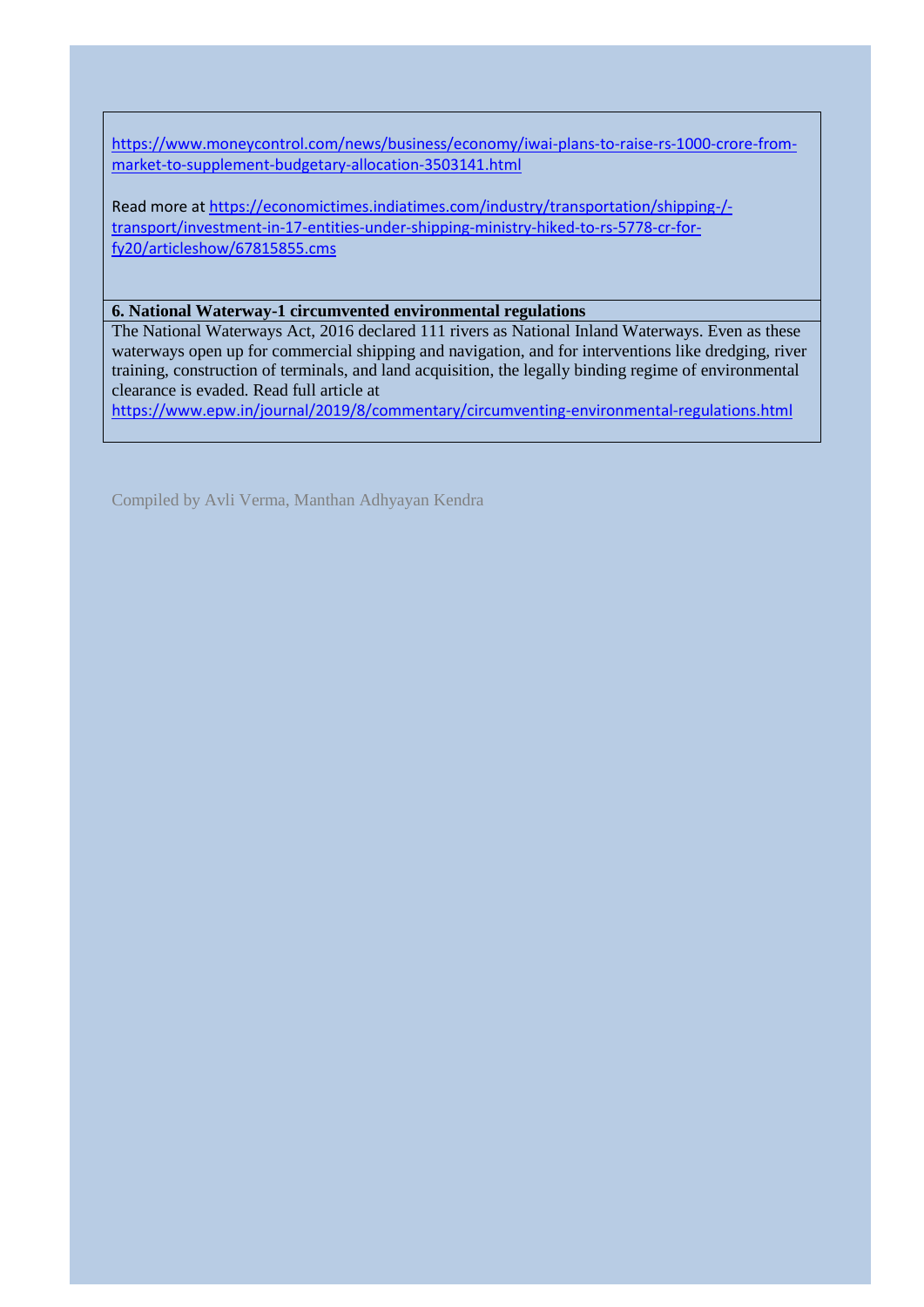https://www.moneycontrol.com/news/business/economy/iwai-plans-to-raise-rs-1000-crore-from-market-to-supplement-budgetary-allocation-3503141.html

Read more at https://economictimes.indiatimes.com/industry/transportation/shipping-/-transport/investment-in-17-entities-under-shipping-ministry-hiked-to-rs-5778-cr-for-fy20/articleshow/67815855.cms

**6. National Waterway-1 circumvented environmental regulations**

The National Waterways Act, 2016 declared 111 rivers as National Inland Waterways. Even as these waterways open up for commercial shipping and navigation, and for interventions like dredging, river training, construction of terminals, and land acquisition, the legally binding regime of environmental clearance is evaded. Read full article at https://www.epw.in/journal/2019/8/commentary/circumventing-environmental-regulations.html

Compiled by Avli Verma, Manthan Adhyayan Kendra